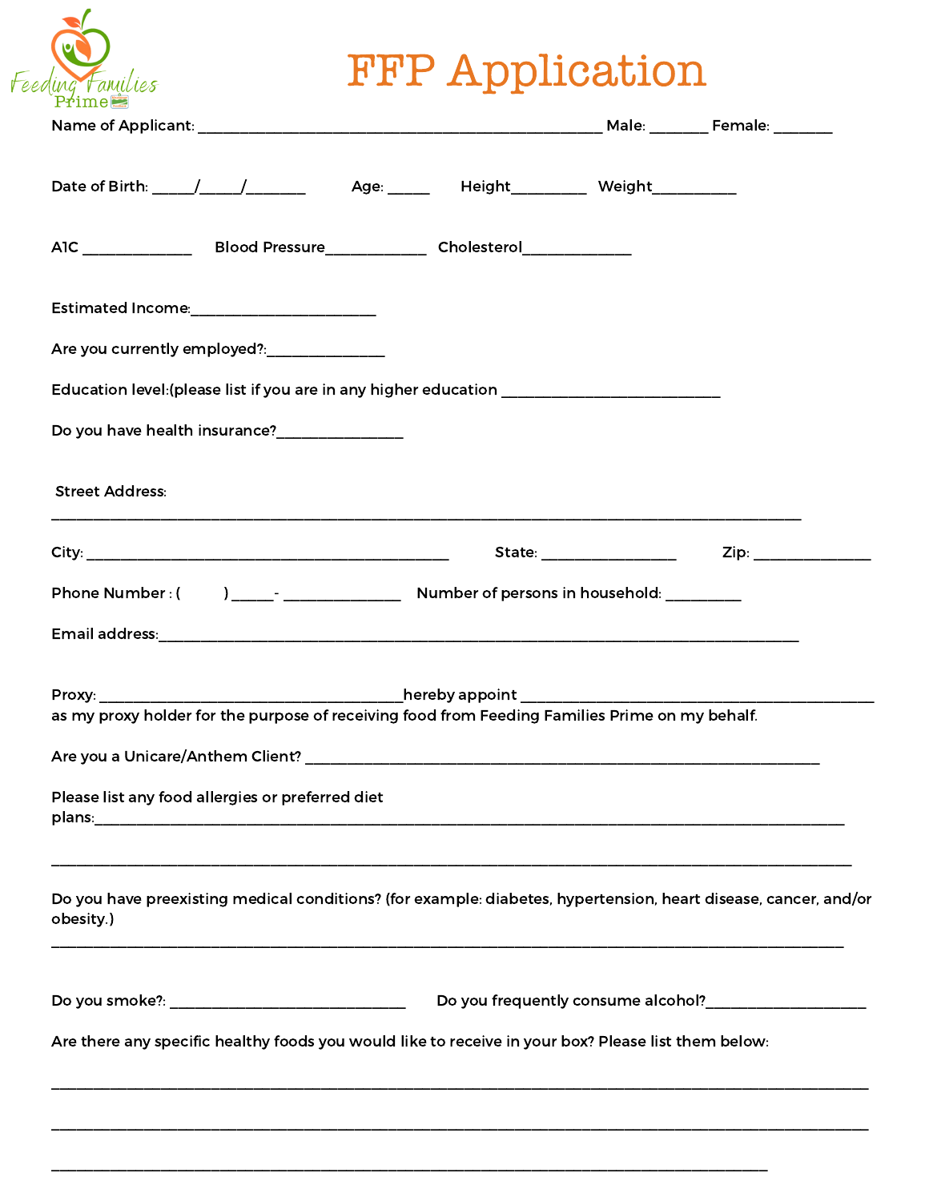Feeding Families Prime

# FFP Application

Name of Applicant: ______________________________________________ Male: _______ Female: _______

Date of Birth: _____/_____/_______ Age: _____ Height_________ Weight__________

A1C _____________ Blood Pressure____________ Cholesterol_____________

Estimated Income:______________________

Are you currently employed?:______________

Education level:(please list if you are in any higher education ___________________________

Do you have health insurance?_______________

Street Address:

_____________________________________________________________________________________

City: ___________________________________________ State: ________________ Zip: ______________

Phone Number : ( ) _____- ______________ Number of persons in household: _________

Email address:_____________________________________________________________________________

Proxy: ____________________________________hereby appoint __________________________________________ as my proxy holder for the purpose of receiving food from Feeding Families Prime on my behalf.

Are you a Unicare/Anthem Client? ______________________________________________________________

Please list any food allergies or preferred diet plans:_________________________________________________________________________________________

_______________________________________________________________________________________________

Do you have preexisting medical conditions? (for example: diabetes, hypertension, heart disease, cancer, and/or obesity.)

______________________________________________________________________________________________

Do you smoke?: ____________________________ Do you frequently consume alcohol?___________________

Are there any specific healthy foods you would like to receive in your box? Please list them below:

_______________________________________________________________________________________________

_______________________________________________________________________________________________

_____________________________________________________________________________________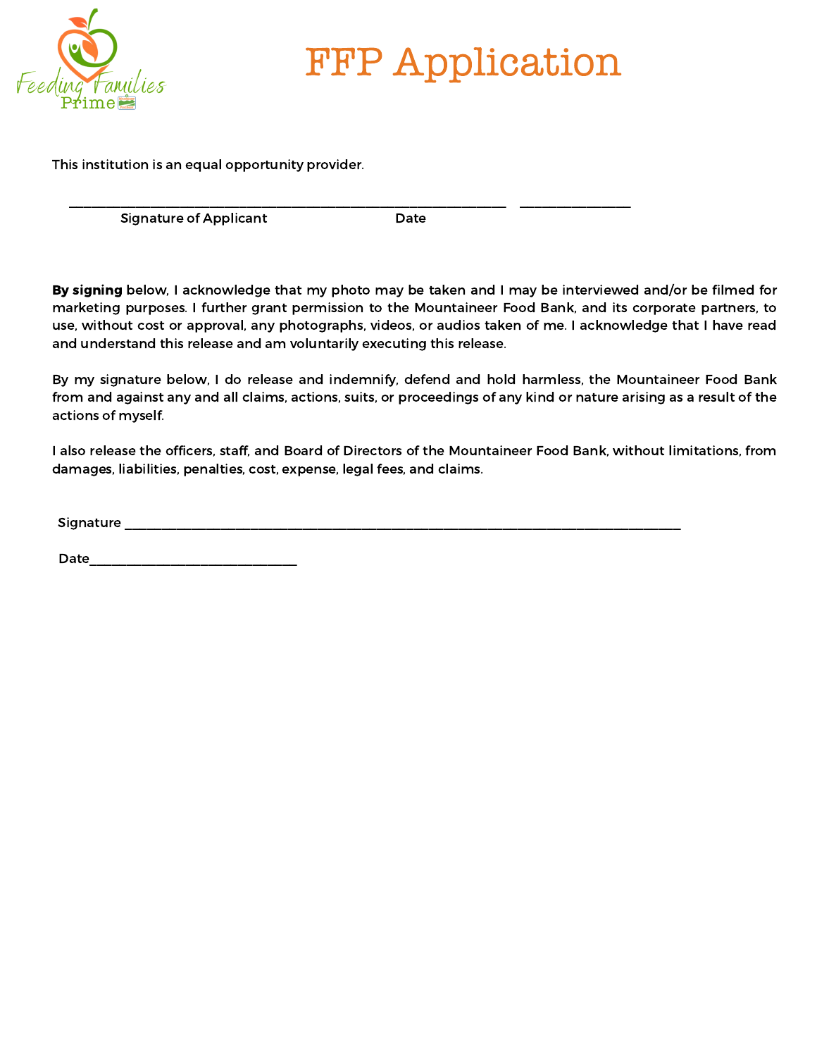# FFP Application

This institution is an equal opportunity provider.

______________________________________________________________ ________________

Signature of Applicant Date

**By signing** below, I acknowledge that my photo may be taken and I may be interviewed and/or be filmed for marketing purposes. I further grant permission to the Mountaineer Food Bank, and its corporate partners, to use, without cost or approval, any photographs, videos, or audios taken of me. I acknowledge that I have read and understand this release and am voluntarily executing this release.

By my signature below, I do release and indemnify, defend and hold harmless, the Mountaineer Food Bank from and against any and all claims, actions, suits, or proceedings of any kind or nature arising as a result of the actions of myself.

I also release the officers, staff, and Board of Directors of the Mountaineer Food Bank, without limitations, from damages, liabilities, penalties, cost, expense, legal fees, and claims.

Signature ________________________________________________________________________________

Date______________________________